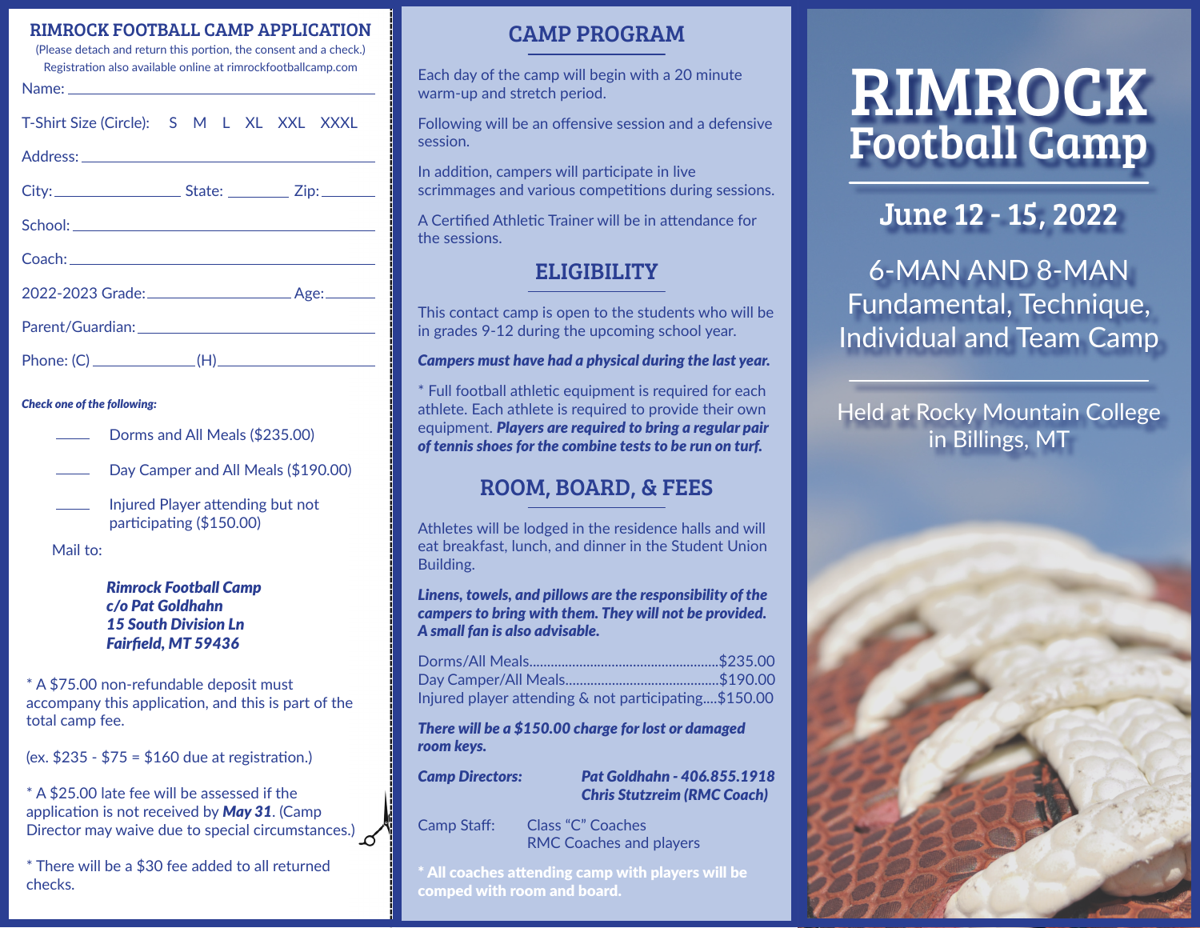## RIMROCK FOOTBALL CAMP APPLICATION

(Please detach and return this portion, the consent and a check.)
Registration also available online at rimrockfootballcamp.com

Name: ______________________________

T-Shirt Size (Circle): S M L XL XXL XXXL

Address: ______________________________

City: ____________ State: ________ Zip: ________

School: ______________________________

Coach: ______________________________

2022-2023 Grade: ______________ Age: ________

Parent/Guardian: ______________________________

Phone: (C) ____________ (H) ____________

***Check one of the following:***

____ Dorms and All Meals ($235.00)

____ Day Camper and All Meals ($190.00)

____ Injured Player attending but not participating ($150.00)

Mail to:

***Rimrock Football Camp***
***c/o Pat Goldhahn***
***15 South Division Ln***
***Fairfield, MT 59436***

* A $75.00 non-refundable deposit must accompany this application, and this is part of the total camp fee.

(ex. $235 - $75 = $160 due at registration.)

* A $25.00 late fee will be assessed if the application is not received by ***May 31***. (Camp Director may waive due to special circumstances.)

* There will be a $30 fee added to all returned checks.

## CAMP PROGRAM

Each day of the camp will begin with a 20 minute warm-up and stretch period.

Following will be an offensive session and a defensive session.

In addition, campers will participate in live scrimmages and various competitions during sessions.

A Certified Athletic Trainer will be in attendance for the sessions.

## ELIGIBILITY

This contact camp is open to the students who will be in grades 9-12 during the upcoming school year.

***Campers must have had a physical during the last year.***

* Full football athletic equipment is required for each athlete. Each athlete is required to provide their own equipment. ***Players are required to bring a regular pair of tennis shoes for the combine tests to be run on turf.***

## ROOM, BOARD, & FEES

Athletes will be lodged in the residence halls and will eat breakfast, lunch, and dinner in the Student Union Building.

***Linens, towels, and pillows are the responsibility of the campers to bring with them. They will not be provided. A small fan is also advisable.***

Dorms/All Meals....................................................$235.00
Day Camper/All Meals..........................................$190.00
Injured player attending & not participating....$150.00

***There will be a $150.00 charge for lost or damaged room keys.***

***Camp Directors:*** ***Pat Goldhahn - 406.855.1918***
***Chris Stutzreim (RMC Coach)***

Camp Staff: Class "C" Coaches
RMC Coaches and players

**\* All coaches attending camp with players will be comped with room and board.**

# RIMROCK Football Camp

## June 12 - 15, 2022

6-MAN AND 8-MAN
Fundamental, Technique, Individual and Team Camp

Held at Rocky Mountain College in Billings, MT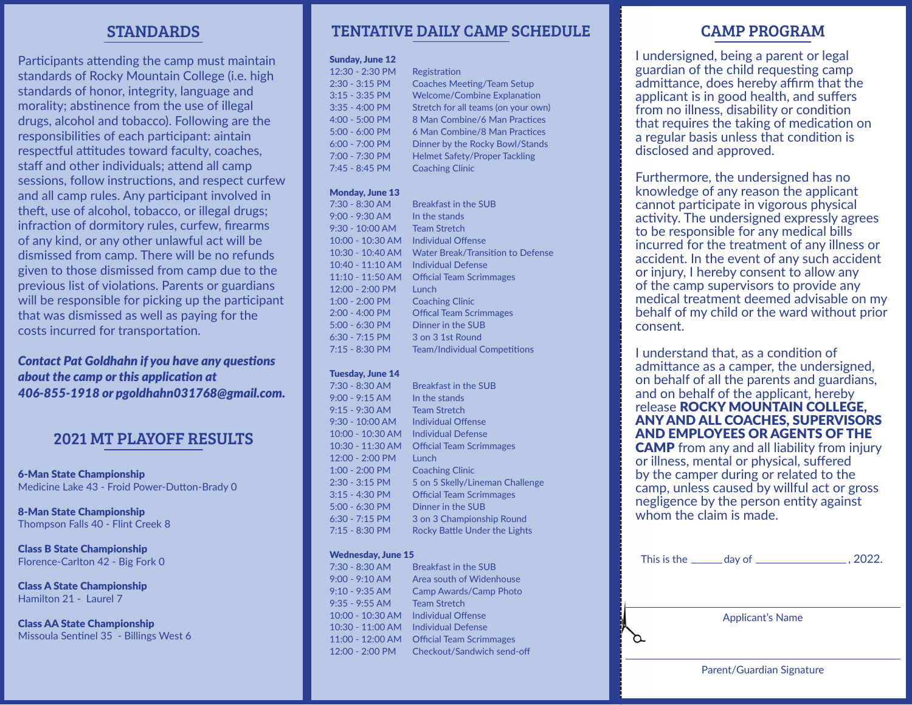## STANDARDS

Participants attending the camp must maintain standards of Rocky Mountain College (i.e. high standards of honor, integrity, language and morality; abstinence from the use of illegal drugs, alcohol and tobacco). Following are the responsibilities of each participant: aintain respectful attitudes toward faculty, coaches, staff and other individuals; attend all camp sessions, follow instructions, and respect curfew and all camp rules. Any participant involved in theft, use of alcohol, tobacco, or illegal drugs; infraction of dormitory rules, curfew, firearms of any kind, or any other unlawful act will be dismissed from camp. There will be no refunds given to those dismissed from camp due to the previous list of violations. Parents or guardians will be responsible for picking up the participant that was dismissed as well as paying for the costs incurred for transportation.

***Contact Pat Goldhahn if you have any questions about the camp or this application at 406-855-1918 or pgoldhahn031768@gmail.com.***

## 2021 MT PLAYOFF RESULTS

**6-Man State Championship**
Medicine Lake 43 - Froid Power-Dutton-Brady 0

**8-Man State Championship**
Thompson Falls 40 - Flint Creek 8

**Class B State Championship**
Florence-Carlton 42 - Big Fork 0

**Class A State Championship**
Hamilton 21 - Laurel 7

**Class AA State Championship**
Missoula Sentinel 35 - Billings West 6

## TENTATIVE DAILY CAMP SCHEDULE

**Sunday, June 12**

| | |
|---|---|
| 12:30 - 2:30 PM | Registration |
| 2:30 - 3:15 PM | Coaches Meeting/Team Setup |
| 3:15 - 3:35 PM | Welcome/Combine Explanation |
| 3:35 - 4:00 PM | Stretch for all teams (on your own) |
| 4:00 - 5:00 PM | 8 Man Combine/6 Man Practices |
| 5:00 - 6:00 PM | 6 Man Combine/8 Man Practices |
| 6:00 - 7:00 PM | Dinner by the Rocky Bowl/Stands |
| 7:00 - 7:30 PM | Helmet Safety/Proper Tackling |
| 7:45 - 8:45 PM | Coaching Clinic |

**Monday, June 13**

| | |
|---|---|
| 7:30 - 8:30 AM | Breakfast in the SUB |
| 9:00 - 9:30 AM | In the stands |
| 9:30 - 10:00 AM | Team Stretch |
| 10:00 - 10:30 AM | Individual Offense |
| 10:30 - 10:40 AM | Water Break/Transition to Defense |
| 10:40 - 11:10 AM | Individual Defense |
| 11:10 - 11:50 AM | Official Team Scrimmages |
| 12:00 - 2:00 PM | Lunch |
| 1:00 - 2:00 PM | Coaching Clinic |
| 2:00 - 4:00 PM | Offical Team Scrimmages |
| 5:00 - 6:30 PM | Dinner in the SUB |
| 6:30 - 7:15 PM | 3 on 3 1st Round |
| 7:15 - 8:30 PM | Team/Individual Competitions |

**Tuesday, June 14**

| | |
|---|---|
| 7:30 - 8:30 AM | Breakfast in the SUB |
| 9:00 - 9:15 AM | In the stands |
| 9:15 - 9:30 AM | Team Stretch |
| 9:30 - 10:00 AM | Individual Offense |
| 10:00 - 10:30 AM | Individual Defense |
| 10:30 - 11:30 AM | Official Team Scrimmages |
| 12:00 - 2:00 PM | Lunch |
| 1:00 - 2:00 PM | Coaching Clinic |
| 2:30 - 3:15 PM | 5 on 5 Skelly/Lineman Challenge |
| 3:15 - 4:30 PM | Official Team Scrimmages |
| 5:00 - 6:30 PM | Dinner in the SUB |
| 6:30 - 7:15 PM | 3 on 3 Championship Round |
| 7:15 - 8:30 PM | Rocky Battle Under the Lights |

**Wednesday, June 15**

| | |
|---|---|
| 7:30 - 8:30 AM | Breakfast in the SUB |
| 9:00 - 9:10 AM | Area south of Widenhouse |
| 9:10 - 9:35 AM | Camp Awards/Camp Photo |
| 9:35 - 9:55 AM | Team Stretch |
| 10:00 - 10:30 AM | Individual Offense |
| 10:30 - 11:00 AM | Individual Defense |
| 11:00 - 12:00 AM | Official Team Scrimmages |
| 12:00 - 2:00 PM | Checkout/Sandwich send-off |

## CAMP PROGRAM

I undersigned, being a parent or legal guardian of the child requesting camp admittance, does hereby affirm that the applicant is in good health, and suffers from no illness, disability or condition that requires the taking of medication on a regular basis unless that condition is disclosed and approved.

Furthermore, the undersigned has no knowledge of any reason the applicant cannot participate in vigorous physical activity. The undersigned expressly agrees to be responsible for any medical bills incurred for the treatment of any illness or accident. In the event of any such accident or injury, I hereby consent to allow any of the camp supervisors to provide any medical treatment deemed advisable on my behalf of my child or the ward without prior consent.

I understand that, as a condition of admittance as a camper, the undersigned, on behalf of all the parents and guardians, and on behalf of the applicant, hereby release **ROCKY MOUNTAIN COLLEGE, ANY AND ALL COACHES, SUPERVISORS AND EMPLOYEES OR AGENTS OF THE CAMP** from any and all liability from injury or illness, mental or physical, suffered by the camper during or related to the camp, unless caused by willful act or gross negligence by the person entity against whom the claim is made.

This is the ______ day of ________________, 2022.

Applicant's Name

Parent/Guardian Signature